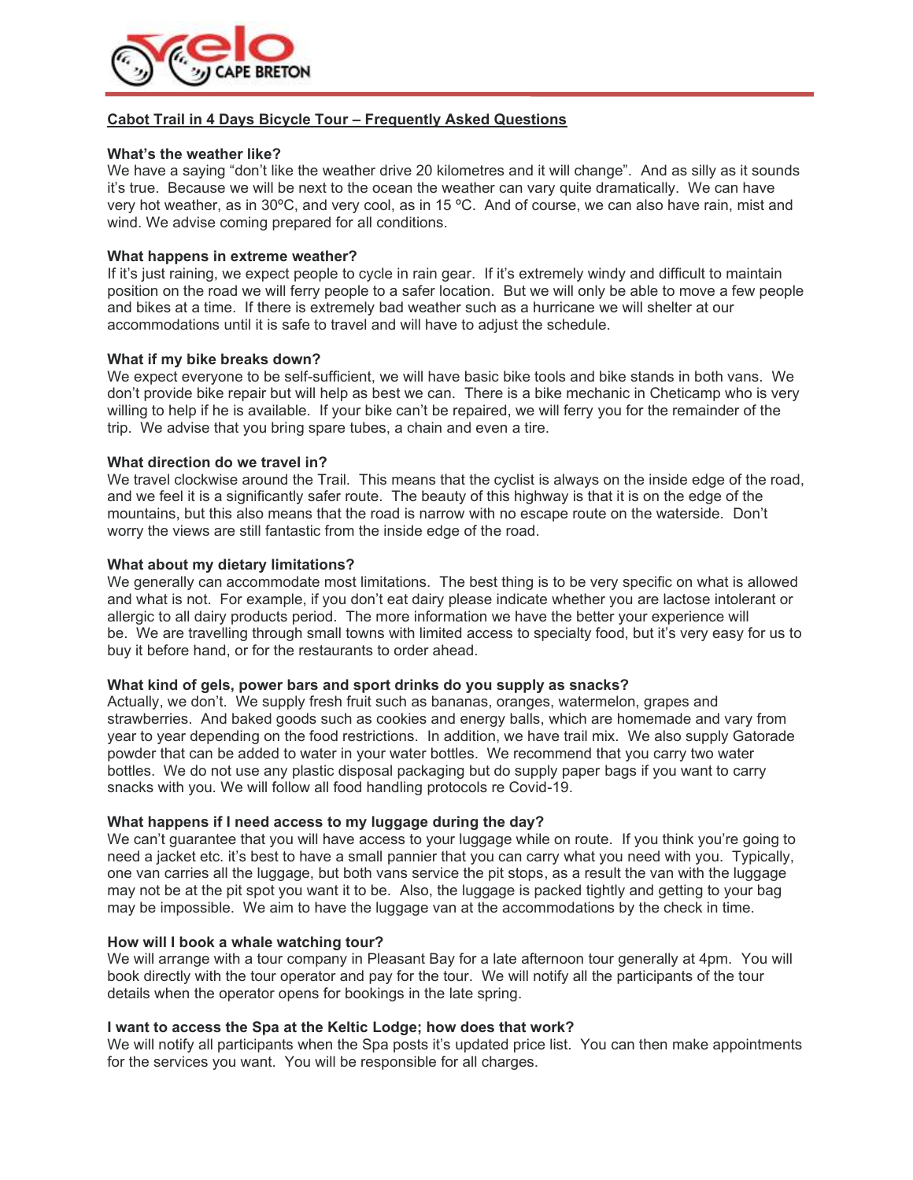velo CAPE BRETON

**Cabot Trail in 4 Days Bicycle Tour – Frequently Asked Questions**

**What's the weather like?**
We have a saying "don't like the weather drive 20 kilometres and it will change". And as silly as it sounds it's true. Because we will be next to the ocean the weather can vary quite dramatically. We can have very hot weather, as in 30ºC, and very cool, as in 15 ºC. And of course, we can also have rain, mist and wind. We advise coming prepared for all conditions.

**What happens in extreme weather?**
If it's just raining, we expect people to cycle in rain gear. If it's extremely windy and difficult to maintain position on the road we will ferry people to a safer location. But we will only be able to move a few people and bikes at a time. If there is extremely bad weather such as a hurricane we will shelter at our accommodations until it is safe to travel and will have to adjust the schedule.

**What if my bike breaks down?**
We expect everyone to be self-sufficient, we will have basic bike tools and bike stands in both vans. We don't provide bike repair but will help as best we can. There is a bike mechanic in Cheticamp who is very willing to help if he is available. If your bike can't be repaired, we will ferry you for the remainder of the trip. We advise that you bring spare tubes, a chain and even a tire.

**What direction do we travel in?**
We travel clockwise around the Trail. This means that the cyclist is always on the inside edge of the road, and we feel it is a significantly safer route. The beauty of this highway is that it is on the edge of the mountains, but this also means that the road is narrow with no escape route on the waterside. Don't worry the views are still fantastic from the inside edge of the road.

**What about my dietary limitations?**
We generally can accommodate most limitations. The best thing is to be very specific on what is allowed and what is not. For example, if you don't eat dairy please indicate whether you are lactose intolerant or allergic to all dairy products period. The more information we have the better your experience will be. We are travelling through small towns with limited access to specialty food, but it's very easy for us to buy it before hand, or for the restaurants to order ahead.

**What kind of gels, power bars and sport drinks do you supply as snacks?**
Actually, we don't. We supply fresh fruit such as bananas, oranges, watermelon, grapes and strawberries. And baked goods such as cookies and energy balls, which are homemade and vary from year to year depending on the food restrictions. In addition, we have trail mix. We also supply Gatorade powder that can be added to water in your water bottles. We recommend that you carry two water bottles. We do not use any plastic disposal packaging but do supply paper bags if you want to carry snacks with you. We will follow all food handling protocols re Covid-19.

**What happens if I need access to my luggage during the day?**
We can't guarantee that you will have access to your luggage while on route. If you think you're going to need a jacket etc. it's best to have a small pannier that you can carry what you need with you. Typically, one van carries all the luggage, but both vans service the pit stops, as a result the van with the luggage may not be at the pit spot you want it to be. Also, the luggage is packed tightly and getting to your bag may be impossible. We aim to have the luggage van at the accommodations by the check in time.

**How will I book a whale watching tour?**
We will arrange with a tour company in Pleasant Bay for a late afternoon tour generally at 4pm. You will book directly with the tour operator and pay for the tour. We will notify all the participants of the tour details when the operator opens for bookings in the late spring.

**I want to access the Spa at the Keltic Lodge; how does that work?**
We will notify all participants when the Spa posts it's updated price list. You can then make appointments for the services you want. You will be responsible for all charges.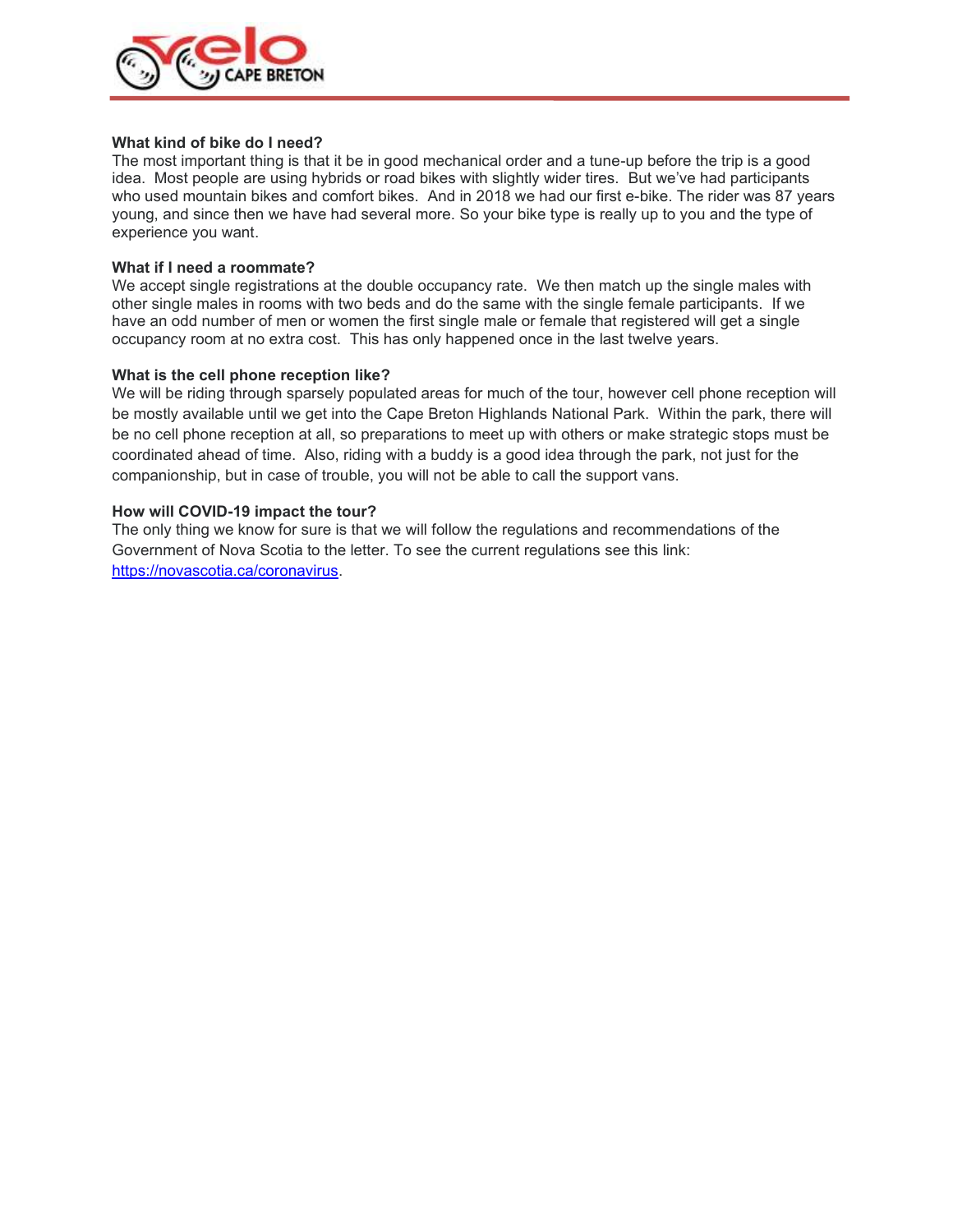**What kind of bike do I need?**
The most important thing is that it be in good mechanical order and a tune-up before the trip is a good idea. Most people are using hybrids or road bikes with slightly wider tires. But we've had participants who used mountain bikes and comfort bikes. And in 2018 we had our first e-bike. The rider was 87 years young, and since then we have had several more. So your bike type is really up to you and the type of experience you want.

**What if I need a roommate?**
We accept single registrations at the double occupancy rate. We then match up the single males with other single males in rooms with two beds and do the same with the single female participants. If we have an odd number of men or women the first single male or female that registered will get a single occupancy room at no extra cost. This has only happened once in the last twelve years.

**What is the cell phone reception like?**
We will be riding through sparsely populated areas for much of the tour, however cell phone reception will be mostly available until we get into the Cape Breton Highlands National Park. Within the park, there will be no cell phone reception at all, so preparations to meet up with others or make strategic stops must be coordinated ahead of time. Also, riding with a buddy is a good idea through the park, not just for the companionship, but in case of trouble, you will not be able to call the support vans.

**How will COVID-19 impact the tour?**
The only thing we know for sure is that we will follow the regulations and recommendations of the Government of Nova Scotia to the letter. To see the current regulations see this link: https://novascotia.ca/coronavirus.